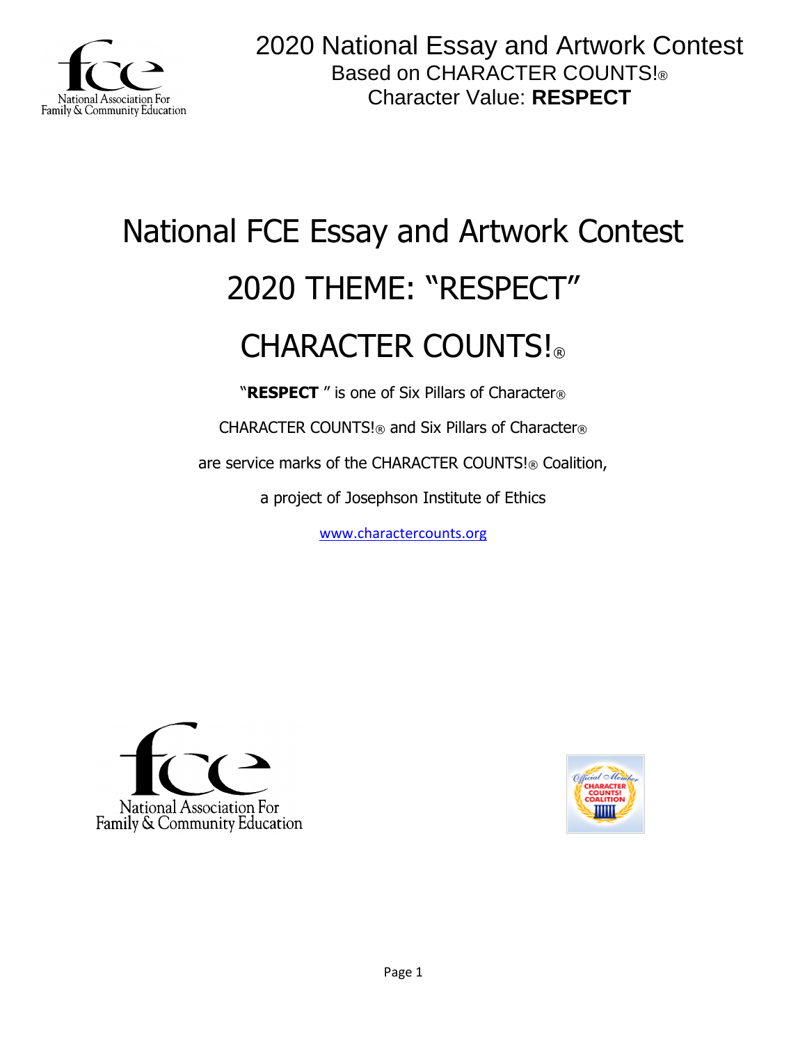2020 National Essay and Artwork Contest
Based on CHARACTER COUNTS!®
Character Value: **RESPECT**

# National FCE Essay and Artwork Contest

# 2020 THEME: "RESPECT"

# CHARACTER COUNTS!®

"**RESPECT** " is one of Six Pillars of Character®

CHARACTER COUNTS!® and Six Pillars of Character®

are service marks of the CHARACTER COUNTS!® Coalition,

a project of Josephson Institute of Ethics

www.charactercounts.org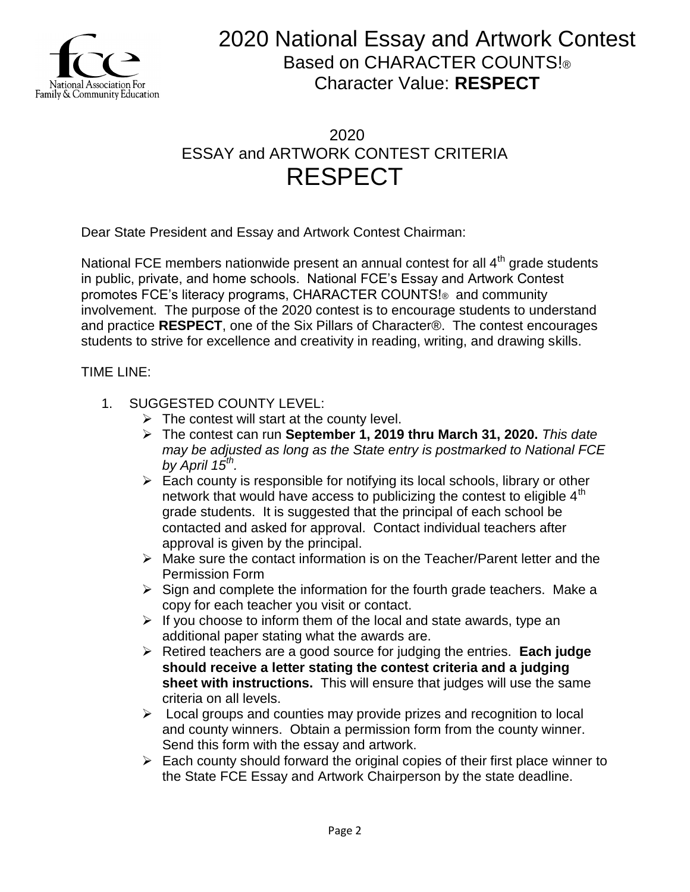# 2020 National Essay and Artwork Contest

## Based on CHARACTER COUNTS!®

## Character Value: **RESPECT**

## 2020
## ESSAY and ARTWORK CONTEST CRITERIA
# RESPECT

Dear State President and Essay and Artwork Contest Chairman:

National FCE members nationwide present an annual contest for all 4th grade students in public, private, and home schools. National FCE's Essay and Artwork Contest promotes FCE's literacy programs, CHARACTER COUNTS!® and community involvement. The purpose of the 2020 contest is to encourage students to understand and practice **RESPECT**, one of the Six Pillars of Character®. The contest encourages students to strive for excellence and creativity in reading, writing, and drawing skills.

TIME LINE:

1. SUGGESTED COUNTY LEVEL:
   - The contest will start at the county level.
   - The contest can run **September 1, 2019 thru March 31, 2020.** *This date may be adjusted as long as the State entry is postmarked to National FCE by April 15th.*
   - Each county is responsible for notifying its local schools, library or other network that would have access to publicizing the contest to eligible 4th grade students. It is suggested that the principal of each school be contacted and asked for approval. Contact individual teachers after approval is given by the principal.
   - Make sure the contact information is on the Teacher/Parent letter and the Permission Form
   - Sign and complete the information for the fourth grade teachers. Make a copy for each teacher you visit or contact.
   - If you choose to inform them of the local and state awards, type an additional paper stating what the awards are.
   - Retired teachers are a good source for judging the entries. **Each judge should receive a letter stating the contest criteria and a judging sheet with instructions.** This will ensure that judges will use the same criteria on all levels.
   - Local groups and counties may provide prizes and recognition to local and county winners. Obtain a permission form from the county winner. Send this form with the essay and artwork.
   - Each county should forward the original copies of their first place winner to the State FCE Essay and Artwork Chairperson by the state deadline.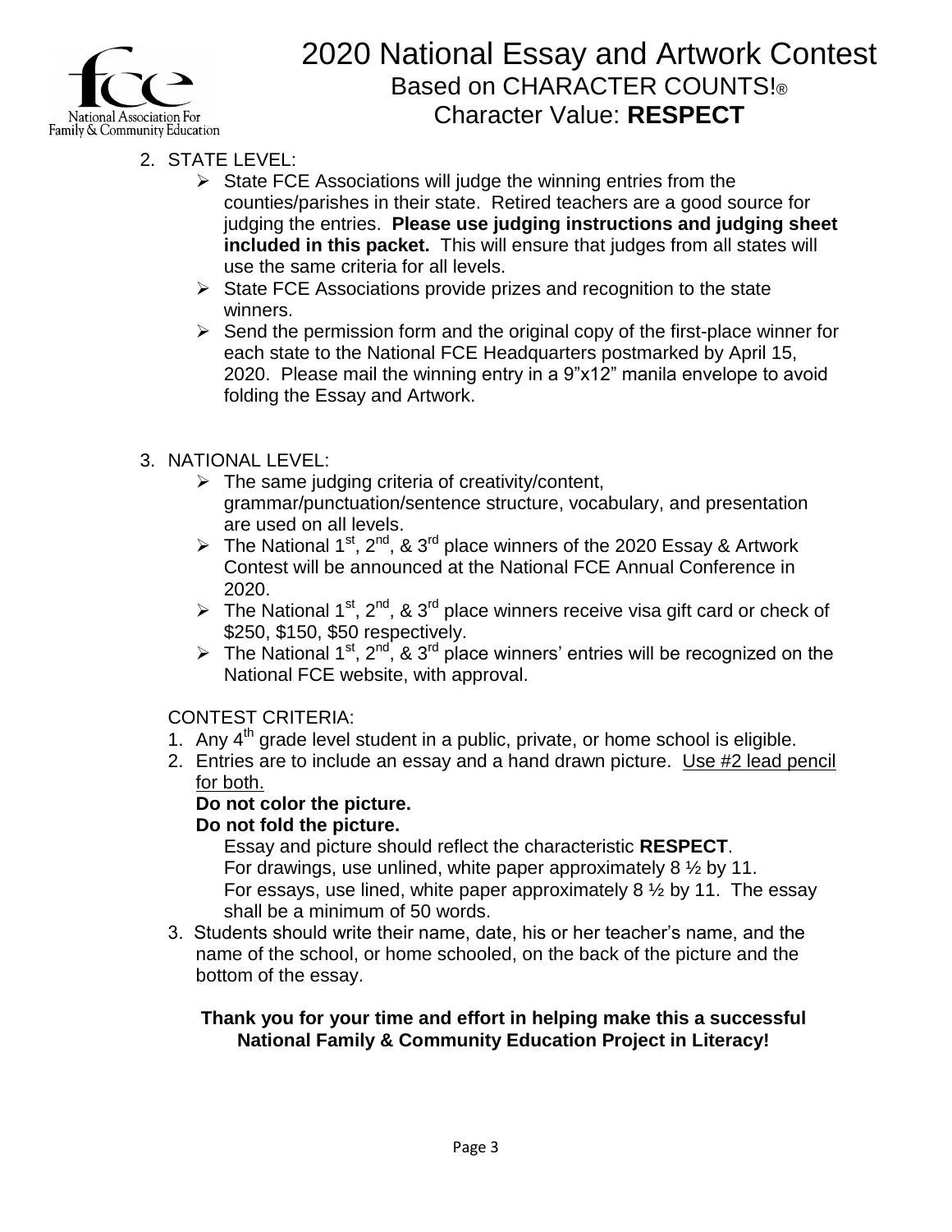# 2020 National Essay and Artwork Contest

## Based on CHARACTER COUNTS!®

## Character Value: **RESPECT**

2. STATE LEVEL:
   - State FCE Associations will judge the winning entries from the counties/parishes in their state. Retired teachers are a good source for judging the entries. **Please use judging instructions and judging sheet included in this packet.** This will ensure that judges from all states will use the same criteria for all levels.
   - State FCE Associations provide prizes and recognition to the state winners.
   - Send the permission form and the original copy of the first-place winner for each state to the National FCE Headquarters postmarked by April 15, 2020. Please mail the winning entry in a 9"x12" manila envelope to avoid folding the Essay and Artwork.

3. NATIONAL LEVEL:
   - The same judging criteria of creativity/content, grammar/punctuation/sentence structure, vocabulary, and presentation are used on all levels.
   - The National 1st, 2nd, & 3rd place winners of the 2020 Essay & Artwork Contest will be announced at the National FCE Annual Conference in 2020.
   - The National 1st, 2nd, & 3rd place winners receive visa gift card or check of $250, $150, $50 respectively.
   - The National 1st, 2nd, & 3rd place winners' entries will be recognized on the National FCE website, with approval.

CONTEST CRITERIA:

1. Any 4th grade level student in a public, private, or home school is eligible.
2. Entries are to include an essay and a hand drawn picture. <u>Use #2 lead pencil for both.</u>
   **Do not color the picture.**
   **Do not fold the picture.**
   Essay and picture should reflect the characteristic **RESPECT**.
   For drawings, use unlined, white paper approximately 8 ½ by 11.
   For essays, use lined, white paper approximately 8 ½ by 11. The essay shall be a minimum of 50 words.
3. Students should write their name, date, his or her teacher's name, and the name of the school, or home schooled, on the back of the picture and the bottom of the essay.

**Thank you for your time and effort in helping make this a successful National Family & Community Education Project in Literacy!**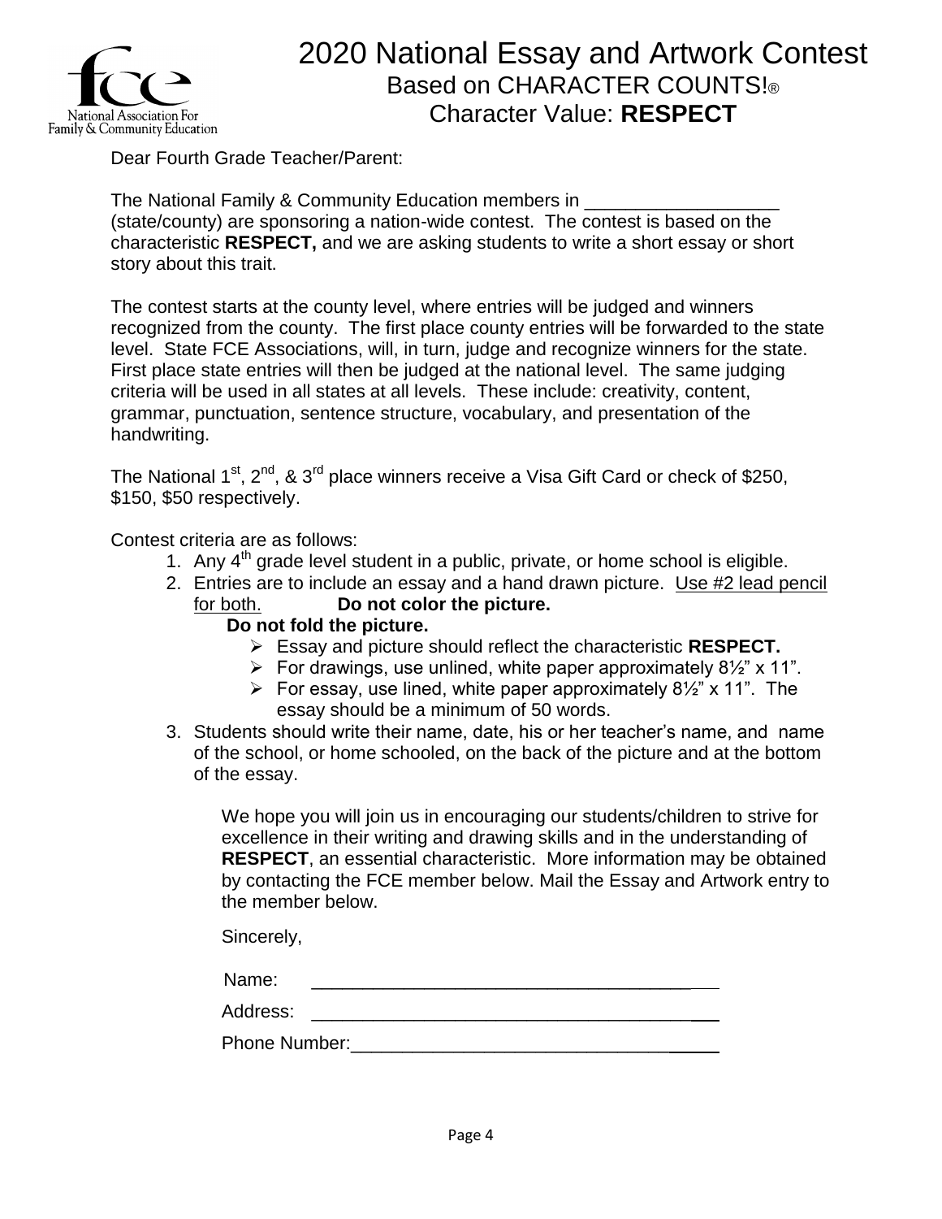# 2020 National Essay and Artwork Contest

## Based on CHARACTER COUNTS!®

## Character Value: **RESPECT**

National Association For Family & Community Education

Dear Fourth Grade Teacher/Parent:

The National Family & Community Education members in ___________________ (state/county) are sponsoring a nation-wide contest. The contest is based on the characteristic **RESPECT,** and we are asking students to write a short essay or short story about this trait.

The contest starts at the county level, where entries will be judged and winners recognized from the county. The first place county entries will be forwarded to the state level. State FCE Associations, will, in turn, judge and recognize winners for the state. First place state entries will then be judged at the national level. The same judging criteria will be used in all states at all levels. These include: creativity, content, grammar, punctuation, sentence structure, vocabulary, and presentation of the handwriting.

The National 1st, 2nd, & 3rd place winners receive a Visa Gift Card or check of $250, $150, $50 respectively.

Contest criteria are as follows:

1. Any 4th grade level student in a public, private, or home school is eligible.
2. Entries are to include an essay and a hand drawn picture. Use #2 lead pencil for both. **Do not color the picture.** **Do not fold the picture.**
   - Essay and picture should reflect the characteristic **RESPECT.**
   - For drawings, use unlined, white paper approximately 8½" x 11".
   - For essay, use lined, white paper approximately 8½" x 11". The essay should be a minimum of 50 words.
3. Students should write their name, date, his or her teacher's name, and name of the school, or home schooled, on the back of the picture and at the bottom of the essay.

We hope you will join us in encouraging our students/children to strive for excellence in their writing and drawing skills and in the understanding of **RESPECT**, an essential characteristic. More information may be obtained by contacting the FCE member below. Mail the Essay and Artwork entry to the member below.

Sincerely,

Name: ________________________________________

Address: ________________________________________

Phone Number: ________________________________________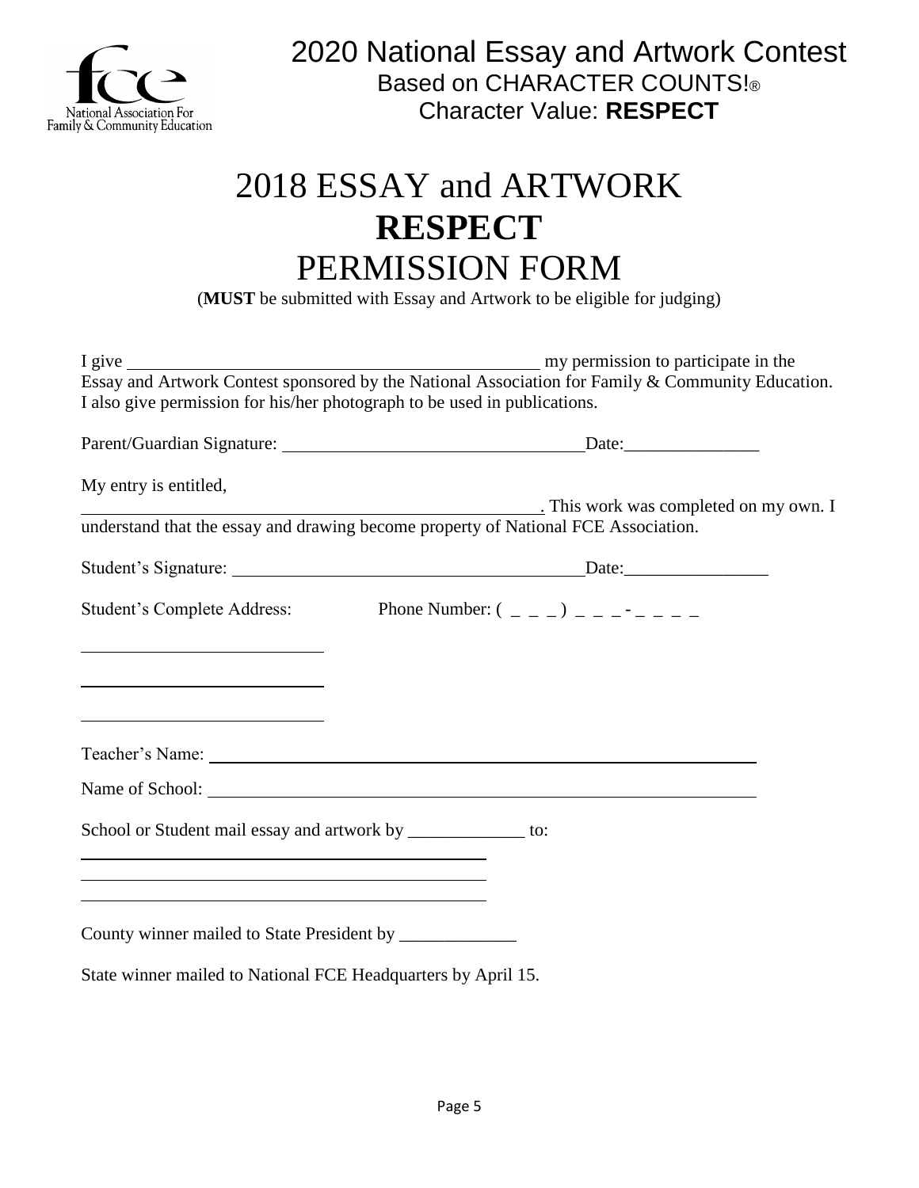2020 National Essay and Artwork Contest
Based on CHARACTER COUNTS!®
Character Value: **RESPECT**

# 2018 ESSAY and ARTWORK
# **RESPECT**
# PERMISSION FORM

(**MUST** be submitted with Essay and Artwork to be eligible for judging)

I give ______________________________________________ my permission to participate in the Essay and Artwork Contest sponsored by the National Association for Family & Community Education. I also give permission for his/her photograph to be used in publications.

Parent/Guardian Signature: _________________________________Date:_______________

My entry is entitled,
_____________________________________________________. This work was completed on my own. I understand that the essay and drawing become property of National FCE Association.

Student's Signature: ______________________________________Date:________________

Student's Complete Address: Phone Number: ( _ _ _ ) _ _ _ - _ _ _ _

___________________________

___________________________

___________________________

Teacher's Name: ___________________________________________________________

Name of School: ___________________________________________________________

School or Student mail essay and artwork by _____________ to:

______________________________________________

______________________________________________

______________________________________________

County winner mailed to State President by _____________

State winner mailed to National FCE Headquarters by April 15.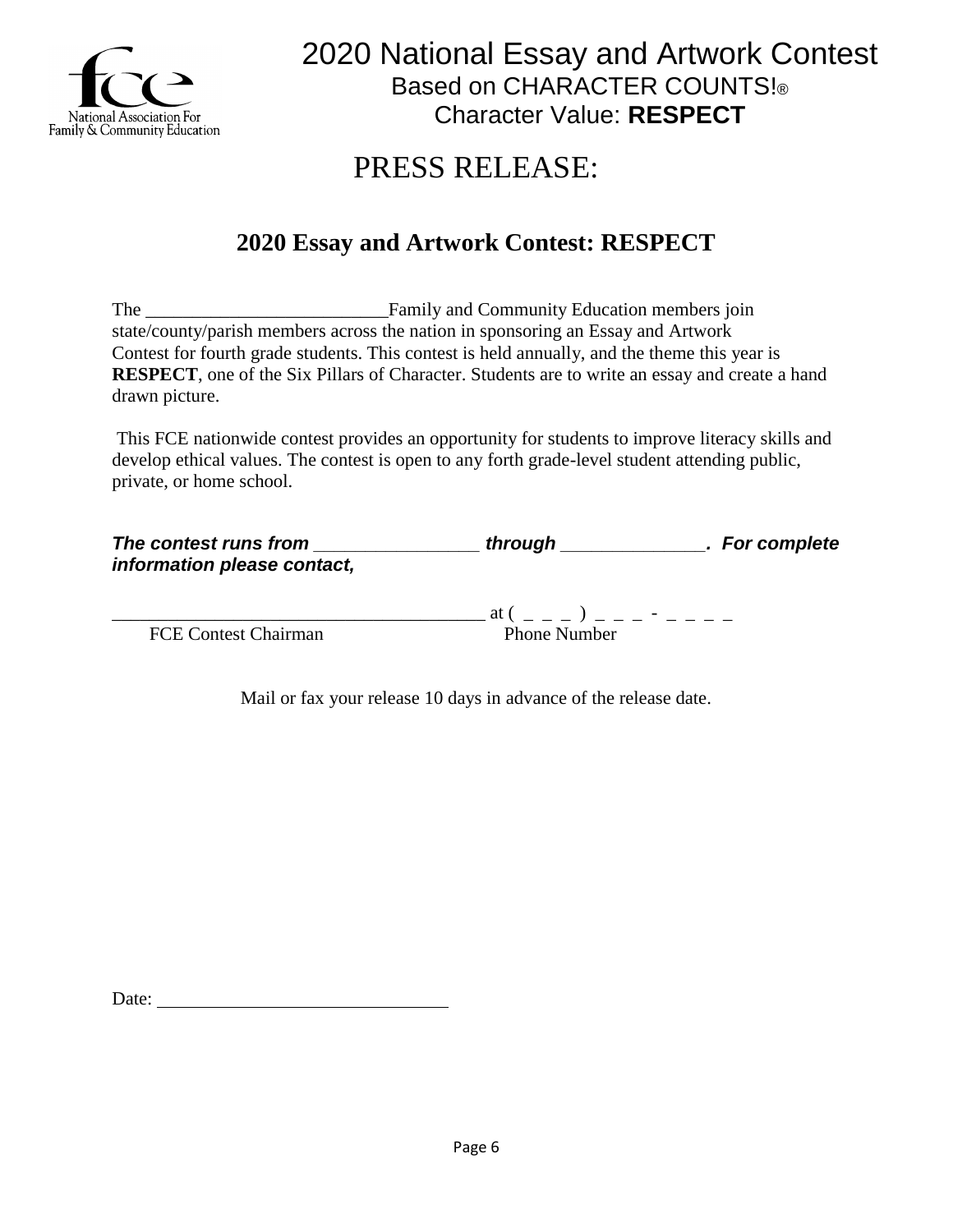National Association For Family & Community Education

# 2020 National Essay and Artwork Contest

Based on CHARACTER COUNTS!®

Character Value: **RESPECT**

# PRESS RELEASE:

## 2020 Essay and Artwork Contest: RESPECT

The __________________________Family and Community Education members join state/county/parish members across the nation in sponsoring an Essay and Artwork Contest for fourth grade students. This contest is held annually, and the theme this year is **RESPECT**, one of the Six Pillars of Character. Students are to write an essay and create a hand drawn picture.

This FCE nationwide contest provides an opportunity for students to improve literacy skills and develop ethical values. The contest is open to any forth grade-level student attending public, private, or home school.

***The contest runs from ________________ through ______________. For complete information please contact,***

________________________________________ at ( _ _ _ ) _ _ _ - _ _ _ _

FCE Contest Chairman Phone Number

Mail or fax your release 10 days in advance of the release date.

Date: ________________________________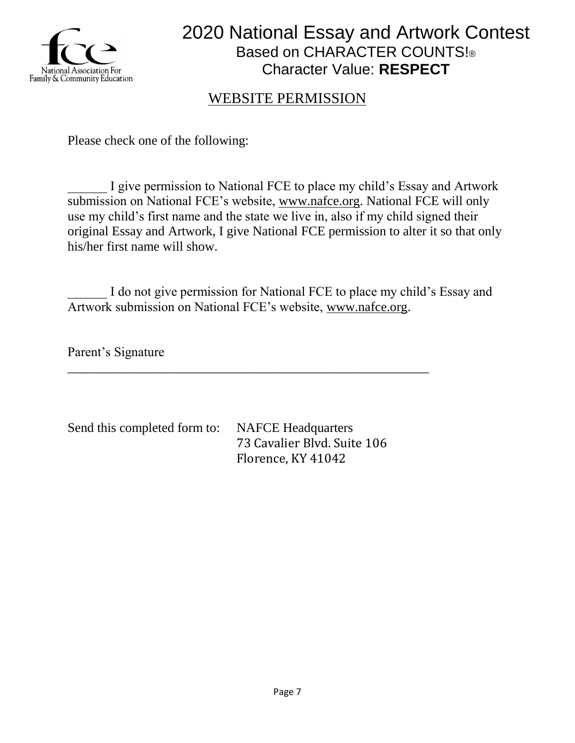# 2020 National Essay and Artwork Contest

## Based on CHARACTER COUNTS!®

## Character Value: **RESPECT**

### WEBSITE PERMISSION

Please check one of the following:

______ I give permission to National FCE to place my child's Essay and Artwork submission on National FCE's website, www.nafce.org. National FCE will only use my child's first name and the state we live in, also if my child signed their original Essay and Artwork, I give National FCE permission to alter it so that only his/her first name will show.

______ I do not give permission for National FCE to place my child's Essay and Artwork submission on National FCE's website, www.nafce.org.

Parent's Signature

________________________________________________________

Send this completed form to: NAFCE Headquarters
73 Cavalier Blvd. Suite 106
Florence, KY 41042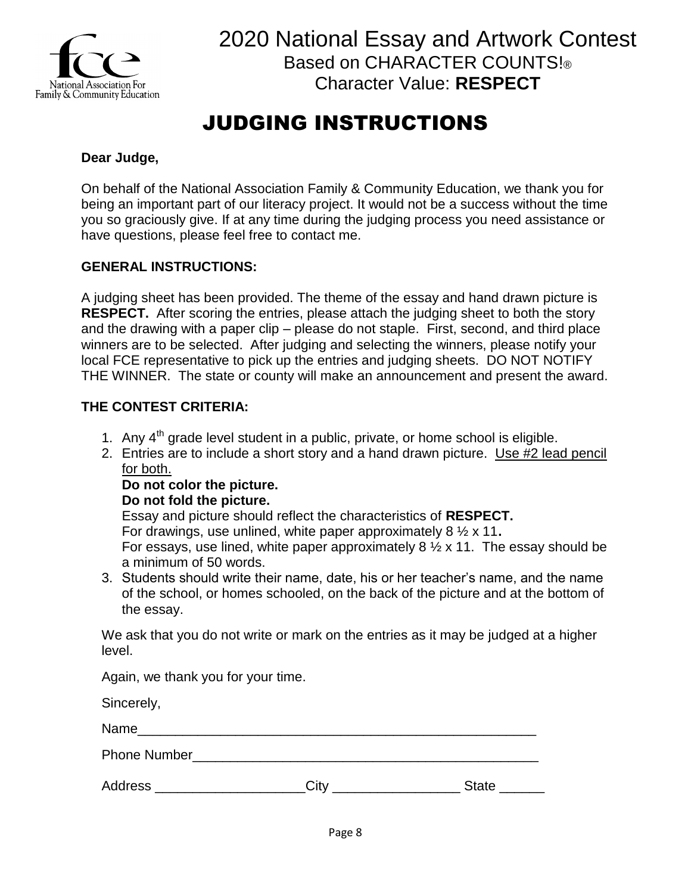2020 National Essay and Artwork Contest
Based on CHARACTER COUNTS!®
Character Value: **RESPECT**

# JUDGING INSTRUCTIONS

**Dear Judge,**

On behalf of the National Association Family & Community Education, we thank you for being an important part of our literacy project. It would not be a success without the time you so graciously give. If at any time during the judging process you need assistance or have questions, please feel free to contact me.

**GENERAL INSTRUCTIONS:**

A judging sheet has been provided. The theme of the essay and hand drawn picture is **RESPECT.** After scoring the entries, please attach the judging sheet to both the story and the drawing with a paper clip – please do not staple. First, second, and third place winners are to be selected. After judging and selecting the winners, please notify your local FCE representative to pick up the entries and judging sheets. DO NOT NOTIFY THE WINNER. The state or county will make an announcement and present the award.

**THE CONTEST CRITERIA:**

1. Any 4th grade level student in a public, private, or home school is eligible.
2. Entries are to include a short story and a hand drawn picture. Use #2 lead pencil for both.
   **Do not color the picture.**
   **Do not fold the picture.**
   Essay and picture should reflect the characteristics of **RESPECT.**
   For drawings, use unlined, white paper approximately 8 ½ x 11**.**
   For essays, use lined, white paper approximately 8 ½ x 11. The essay should be a minimum of 50 words.
3. Students should write their name, date, his or her teacher's name, and the name of the school, or homes schooled, on the back of the picture and at the bottom of the essay.

We ask that you do not write or mark on the entries as it may be judged at a higher level.

Again, we thank you for your time.

Sincerely,

Name_______________________________________________________

Phone Number________________________________________________

Address ___________________City ________________ State ______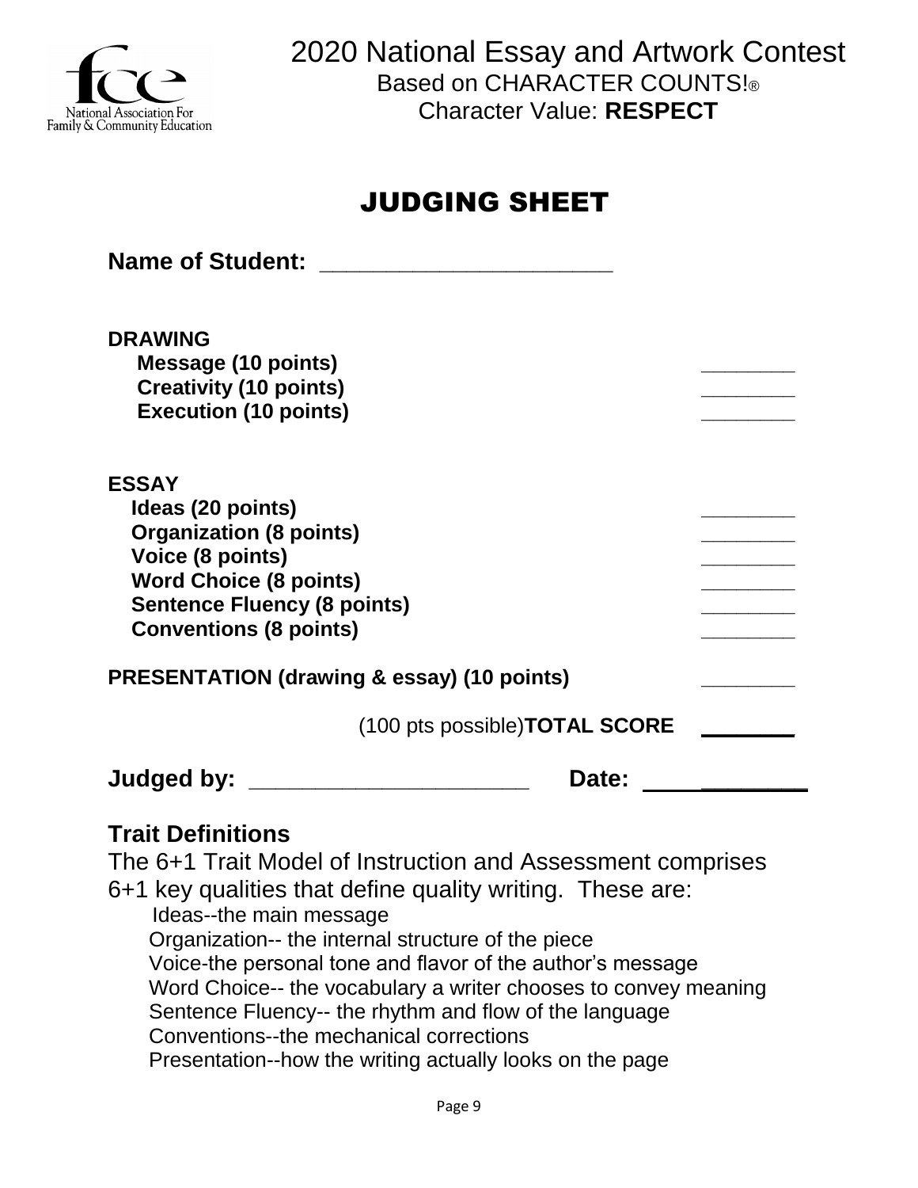2020 National Essay and Artwork Contest
Based on CHARACTER COUNTS!®
Character Value: **RESPECT**

# JUDGING SHEET

**Name of Student:** ______________________

**DRAWING**

| | |
|---|---|
| **Message (10 points)** | ________ |
| **Creativity (10 points)** | ________ |
| **Execution (10 points)** | ________ |

**ESSAY**

| | |
|---|---|
| **Ideas (20 points)** | ________ |
| **Organization (8 points)** | ________ |
| **Voice (8 points)** | ________ |
| **Word Choice (8 points)** | ________ |
| **Sentence Fluency (8 points)** | ________ |
| **Conventions (8 points)** | ________ |

**PRESENTATION (drawing & essay) (10 points)** ________

(100 pts possible)**TOTAL SCORE** ________

**Judged by:** ______________________ **Date:** ________

## Trait Definitions

The 6+1 Trait Model of Instruction and Assessment comprises 6+1 key qualities that define quality writing. These are:

- Ideas--the main message
- Organization-- the internal structure of the piece
- Voice-the personal tone and flavor of the author's message
- Word Choice-- the vocabulary a writer chooses to convey meaning
- Sentence Fluency-- the rhythm and flow of the language
- Conventions--the mechanical corrections
- Presentation--how the writing actually looks on the page